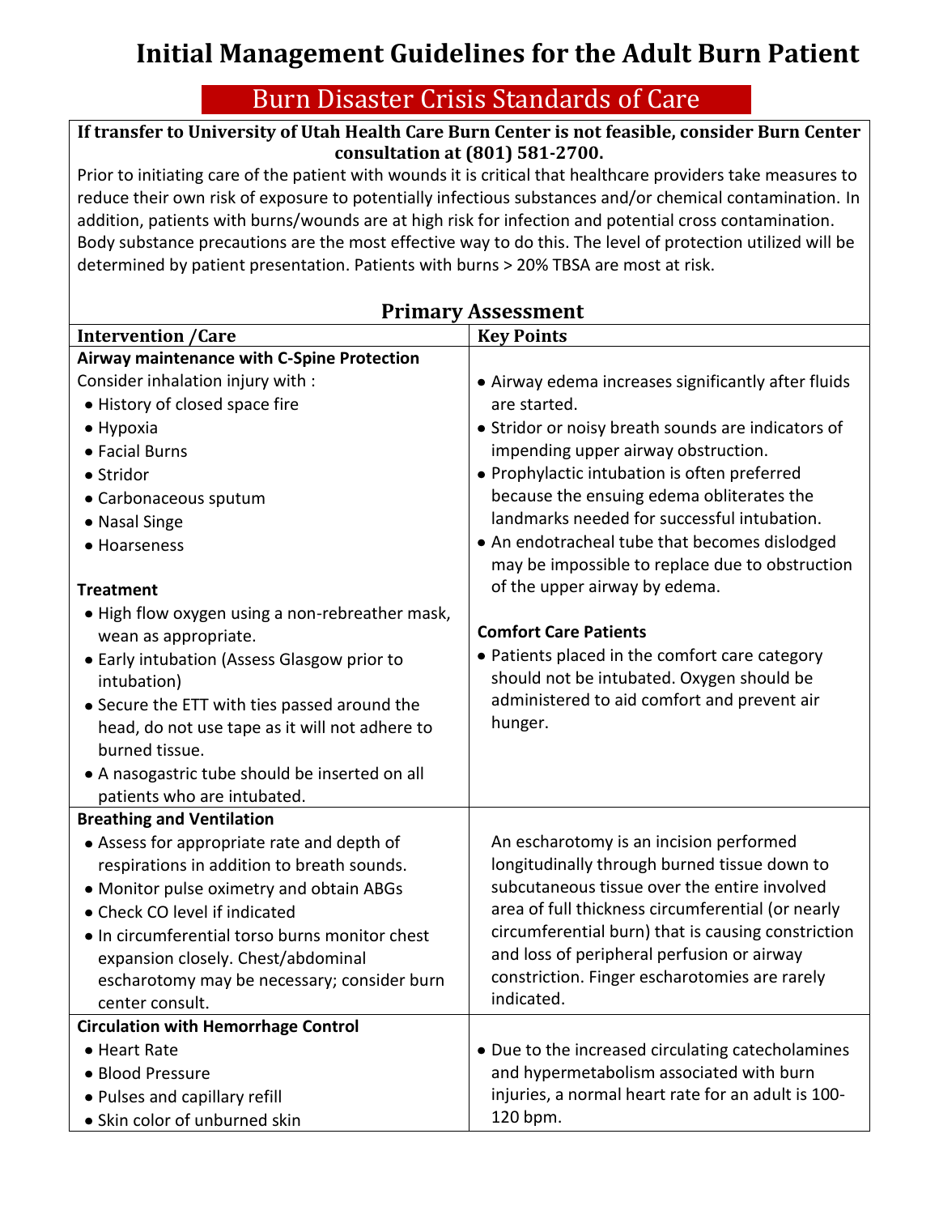# Initial Management Guidelines for the Adult Burn Patient

## Burn Disaster Crisis Standards of Care

**If transfer to University of Utah Health Care Burn Center is not feasible, consider Burn Center consultation at (801) 581-2700.**

Prior to initiating care of the patient with wounds it is critical that healthcare providers take measures to reduce their own risk of exposure to potentially infectious substances and/or chemical contamination. In addition, patients with burns/wounds are at high risk for infection and potential cross contamination. Body substance precautions are the most effective way to do this. The level of protection utilized will be determined by patient presentation. Patients with burns > 20% TBSA are most at risk.

### Primary Assessment

| Intervention /Care | Key Points |
|---|---|
| **Airway maintenance with C-Spine Protection**<br>Consider inhalation injury with :<br>• History of closed space fire<br>• Hypoxia<br>• Facial Burns<br>• Stridor<br>• Carbonaceous sputum<br>• Nasal Singe<br>• Hoarseness<br><br>**Treatment**<br>• High flow oxygen using a non-rebreather mask, wean as appropriate.<br>• Early intubation (Assess Glasgow prior to intubation)<br>• Secure the ETT with ties passed around the head, do not use tape as it will not adhere to burned tissue.<br>• A nasogastric tube should be inserted on all patients who are intubated. | • Airway edema increases significantly after fluids are started.<br>• Stridor or noisy breath sounds are indicators of impending upper airway obstruction.<br>• Prophylactic intubation is often preferred because the ensuing edema obliterates the landmarks needed for successful intubation.<br>• An endotracheal tube that becomes dislodged may be impossible to replace due to obstruction of the upper airway by edema.<br><br>**Comfort Care Patients**<br>• Patients placed in the comfort care category should not be intubated. Oxygen should be administered to aid comfort and prevent air hunger. |
| **Breathing and Ventilation**<br>• Assess for appropriate rate and depth of respirations in addition to breath sounds.<br>• Monitor pulse oximetry and obtain ABGs<br>• Check CO level if indicated<br>• In circumferential torso burns monitor chest expansion closely. Chest/abdominal escharotomy may be necessary; consider burn center consult. | An escharotomy is an incision performed longitudinally through burned tissue down to subcutaneous tissue over the entire involved area of full thickness circumferential (or nearly circumferential burn) that is causing constriction and loss of peripheral perfusion or airway constriction. Finger escharotomies are rarely indicated. |
| **Circulation with Hemorrhage Control**<br>• Heart Rate<br>• Blood Pressure<br>• Pulses and capillary refill<br>• Skin color of unburned skin | • Due to the increased circulating catecholamines and hypermetabolism associated with burn injuries, a normal heart rate for an adult is 100-120 bpm. |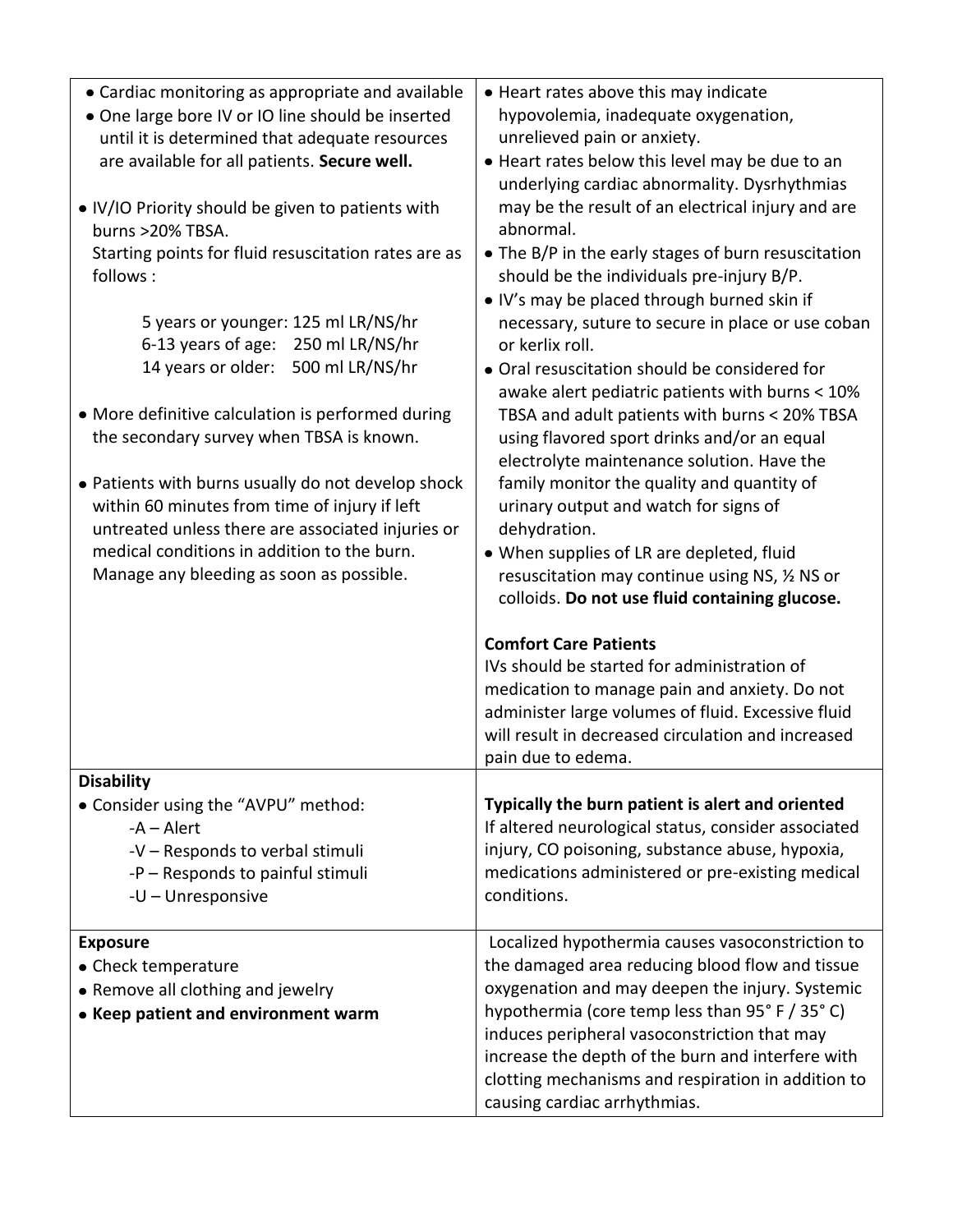| | |
|---|---|
| • Cardiac monitoring as appropriate and available<br>• One large bore IV or IO line should be inserted until it is determined that adequate resources are available for all patients. **Secure well.**<br><br>• IV/IO Priority should be given to patients with burns >20% TBSA.<br>Starting points for fluid resuscitation rates are as follows :<br><br>5 years or younger: 125 ml LR/NS/hr<br>6-13 years of age: 250 ml LR/NS/hr<br>14 years or older: 500 ml LR/NS/hr<br><br>• More definitive calculation is performed during the secondary survey when TBSA is known.<br><br>• Patients with burns usually do not develop shock within 60 minutes from time of injury if left untreated unless there are associated injuries or medical conditions in addition to the burn. Manage any bleeding as soon as possible. | • Heart rates above this may indicate hypovolemia, inadequate oxygenation, unrelieved pain or anxiety.<br>• Heart rates below this level may be due to an underlying cardiac abnormality. Dysrhythmias may be the result of an electrical injury and are abnormal.<br>• The B/P in the early stages of burn resuscitation should be the individuals pre-injury B/P.<br>• IV's may be placed through burned skin if necessary, suture to secure in place or use coban or kerlix roll.<br>• Oral resuscitation should be considered for awake alert pediatric patients with burns < 10% TBSA and adult patients with burns < 20% TBSA using flavored sport drinks and/or an equal electrolyte maintenance solution. Have the family monitor the quality and quantity of urinary output and watch for signs of dehydration.<br>• When supplies of LR are depleted, fluid resuscitation may continue using NS, ½ NS or colloids. **Do not use fluid containing glucose.**<br><br>**Comfort Care Patients**<br>IVs should be started for administration of medication to manage pain and anxiety. Do not administer large volumes of fluid. Excessive fluid will result in decreased circulation and increased pain due to edema. |
| **Disability**<br>• Consider using the "AVPU" method:<br>-A – Alert<br>-V – Responds to verbal stimuli<br>-P – Responds to painful stimuli<br>-U – Unresponsive | **Typically the burn patient is alert and oriented**<br>If altered neurological status, consider associated injury, CO poisoning, substance abuse, hypoxia, medications administered or pre-existing medical conditions. |
| **Exposure**<br>• Check temperature<br>• Remove all clothing and jewelry<br>• **Keep patient and environment warm** | Localized hypothermia causes vasoconstriction to the damaged area reducing blood flow and tissue oxygenation and may deepen the injury. Systemic hypothermia (core temp less than 95° F / 35° C) induces peripheral vasoconstriction that may increase the depth of the burn and interfere with clotting mechanisms and respiration in addition to causing cardiac arrhythmias. |